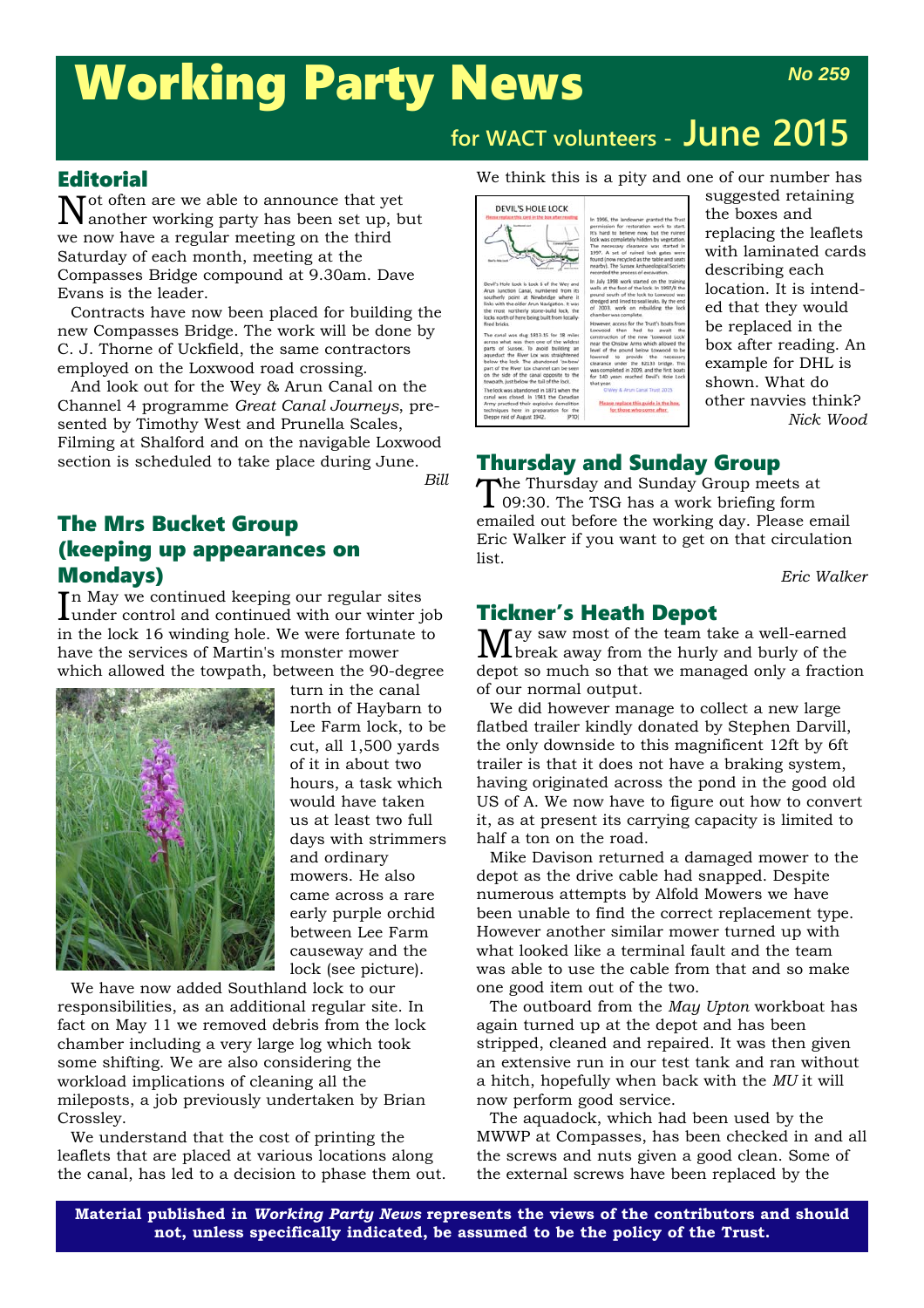# Working Party News

**No 259**

## for WACT volunteers - June 2015

## Editorial

Not often are we able to announce that yet another working party has been set up, but we now have a regular meeting on the third Saturday of each month, meeting at the Compasses Bridge compound at 9.30am. Dave Evans is the leader.

Contracts have now been placed for building the new Compasses Bridge. The work will be done by C. J. Thorne of Uckfield, the same contractors employed on the Loxwood road crossing.

And look out for the Wey & Arun Canal on the Channel 4 programme *Great Canal Journeys*, presented by Timothy West and Prunella Scales, Filming at Shalford and on the navigable Loxwood section is scheduled to take place during June.

*Bill*

## The Mrs Bucket Group (keeping up appearances on Mondays)

In May we continued keeping our regular sites under control and continued with our winter job in the lock 16 winding hole. We were fortunate to have the services of Martin's monster mower which allowed the towpath, between the 90-degree turn in the canal north of Haybarn to Lee Farm lock, to be cut, all 1,500 yards of it in about two hours, a task which would have taken us at least two full days with strimmers and ordinary mowers. He also came across a rare early purple orchid between Lee Farm causeway and the lock (see picture).

We have now added Southland lock to our responsibilities, as an additional regular site. In fact on May 11 we removed debris from the lock chamber including a very large log which took some shifting. We are also considering the workload implications of cleaning all the mileposts, a job previously undertaken by Brian Crossley.

We understand that the cost of printing the leaflets that are placed at various locations along the canal, has led to a decision to phase them out. We think this is a pity and one of our number has suggested retaining the boxes and replacing the leaflets with laminated cards describing each location. It is intended that they would be replaced in the box after reading. An example for DHL is shown. What do other navvies think?

*Nick Wood*

## Thursday and Sunday Group

The Thursday and Sunday Group meets at 09:30. The TSG has a work briefing form emailed out before the working day. Please email Eric Walker if you want to get on that circulation list.

*Eric Walker*

## Tickner's Heath Depot

May saw most of the team take a well-earned break away from the hurly and burly of the depot so much so that we managed only a fraction of our normal output.

We did however manage to collect a new large flatbed trailer kindly donated by Stephen Darvill, the only downside to this magnificent 12ft by 6ft trailer is that it does not have a braking system, having originated across the pond in the good old US of A. We now have to figure out how to convert it, as at present its carrying capacity is limited to half a ton on the road.

Mike Davison returned a damaged mower to the depot as the drive cable had snapped. Despite numerous attempts by Alfold Mowers we have been unable to find the correct replacement type. However another similar mower turned up with what looked like a terminal fault and the team was able to use the cable from that and so make one good item out of the two.

The outboard from the *May Upton* workboat has again turned up at the depot and has been stripped, cleaned and repaired. It was then given an extensive run in our test tank and ran without a hitch, hopefully when back with the *MU* it will now perform good service.

The aquadock, which had been used by the MWWP at Compasses, has been checked in and all the screws and nuts given a good clean. Some of the external screws have been replaced by the

**Material published in *Working Party News* represents the views of the contributors and should not, unless specifically indicated, be assumed to be the policy of the Trust.**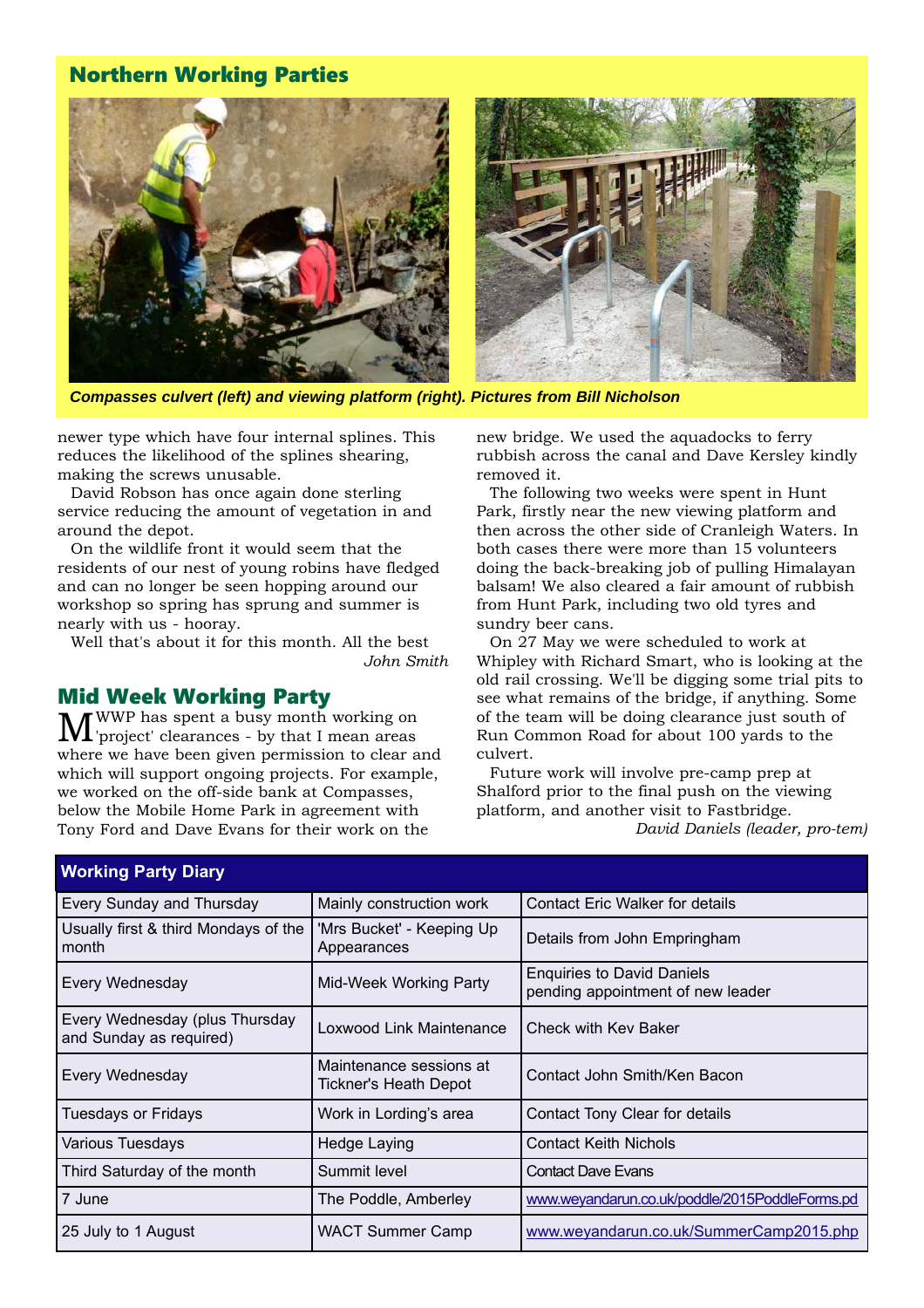## Northern Working Parties

*Compasses culvert (left) and viewing platform (right). Pictures from Bill Nicholson*

newer type which have four internal splines. This reduces the likelihood of the splines shearing, making the screws unusable.

David Robson has once again done sterling service reducing the amount of vegetation in and around the depot.

On the wildlife front it would seem that the residents of our nest of young robins have fledged and can no longer be seen hopping around our workshop so spring has sprung and summer is nearly with us - hooray.

Well that's about it for this month. All the best

*John Smith*

## Mid Week Working Party

MWWP has spent a busy month working on 'project' clearances - by that I mean areas where we have been given permission to clear and which will support ongoing projects. For example, we worked on the off-side bank at Compasses, below the Mobile Home Park in agreement with Tony Ford and Dave Evans for their work on the new bridge. We used the aquadocks to ferry rubbish across the canal and Dave Kersley kindly removed it.

The following two weeks were spent in Hunt Park, firstly near the new viewing platform and then across the other side of Cranleigh Waters. In both cases there were more than 15 volunteers doing the back-breaking job of pulling Himalayan balsam! We also cleared a fair amount of rubbish from Hunt Park, including two old tyres and sundry beer cans.

On 27 May we were scheduled to work at Whipley with Richard Smart, who is looking at the old rail crossing. We'll be digging some trial pits to see what remains of the bridge, if anything. Some of the team will be doing clearance just south of Run Common Road for about 100 yards to the culvert.

Future work will involve pre-camp prep at Shalford prior to the final push on the viewing platform, and another visit to Fastbridge.

*David Daniels (leader, pro-tem)*

## Working Party Diary

| | | |
|---|---|---|
| Every Sunday and Thursday | Mainly construction work | Contact Eric Walker for details |
| Usually first & third Mondays of the month | 'Mrs Bucket' - Keeping Up Appearances | Details from John Empringham |
| Every Wednesday | Mid-Week Working Party | Enquiries to David Daniels pending appointment of new leader |
| Every Wednesday (plus Thursday and Sunday as required) | Loxwood Link Maintenance | Check with Kev Baker |
| Every Wednesday | Maintenance sessions at Tickner's Heath Depot | Contact John Smith/Ken Bacon |
| Tuesdays or Fridays | Work in Lording's area | Contact Tony Clear for details |
| Various Tuesdays | Hedge Laying | Contact Keith Nichols |
| Third Saturday of the month | Summit level | Contact Dave Evans |
| 7 June | The Poddle, Amberley | www.weyandarun.co.uk/poddle/2015PoddleForms.pd |
| 25 July to 1 August | WACT Summer Camp | www.weyandarun.co.uk/SummerCamp2015.php |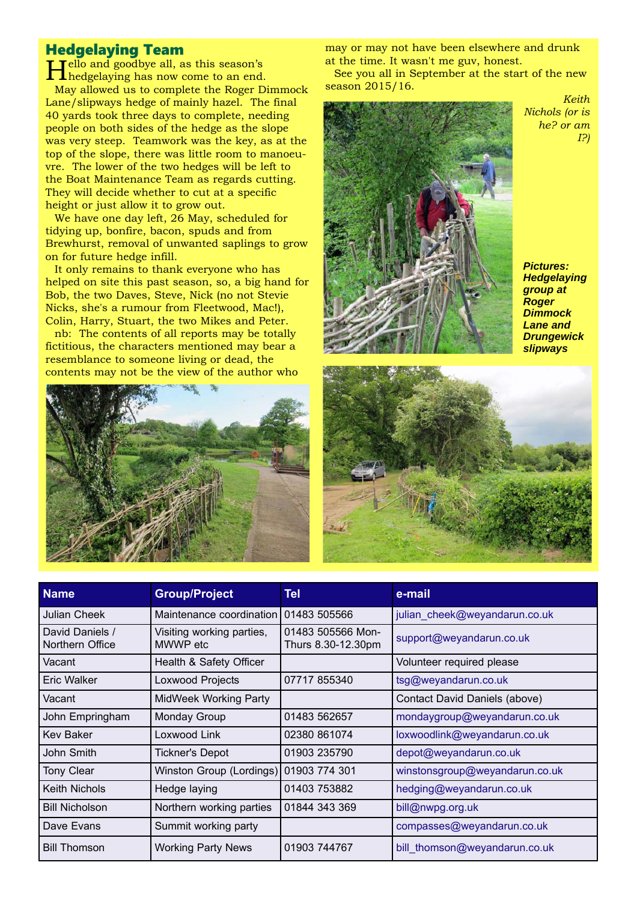## Hedgelaying Team

Hello and goodbye all, as this season's hedgelaying has now come to an end.

May allowed us to complete the Roger Dimmock Lane/slipways hedge of mainly hazel. The final 40 yards took three days to complete, needing people on both sides of the hedge as the slope was very steep. Teamwork was the key, as at the top of the slope, there was little room to manoeuvre. The lower of the two hedges will be left to the Boat Maintenance Team as regards cutting. They will decide whether to cut at a specific height or just allow it to grow out.

We have one day left, 26 May, scheduled for tidying up, bonfire, bacon, spuds and from Brewhurst, removal of unwanted saplings to grow on for future hedge infill.

It only remains to thank everyone who has helped on site this past season, so, a big hand for Bob, the two Daves, Steve, Nick (no not Stevie Nicks, she's a rumour from Fleetwood, Mac!), Colin, Harry, Stuart, the two Mikes and Peter.

nb: The contents of all reports may be totally fictitious, the characters mentioned may bear a resemblance to someone living or dead, the contents may not be the view of the author who may or may not have been elsewhere and drunk at the time. It wasn't me guv, honest.

See you all in September at the start of the new season 2015/16.

*Keith Nichols (or is he? or am I?)*

***Pictures: Hedgelaying group at Roger Dimmock Lane and Drungewick slipways***

| Name | Group/Project | Tel | e-mail |
|---|---|---|---|
| Julian Cheek | Maintenance coordination | 01483 505566 | julian_cheek@weyandarun.co.uk |
| David Daniels / Northern Office | Visiting working parties, MWWP etc | 01483 505566 Mon-Thurs 8.30-12.30pm | support@weyandarun.co.uk |
| Vacant | Health & Safety Officer | | Volunteer required please |
| Eric Walker | Loxwood Projects | 07717 855340 | tsg@weyandarun.co.uk |
| Vacant | MidWeek Working Party | | Contact David Daniels (above) |
| John Empringham | Monday Group | 01483 562657 | mondaygroup@weyandarun.co.uk |
| Kev Baker | Loxwood Link | 02380 861074 | loxwoodlink@weyandarun.co.uk |
| John Smith | Tickner's Depot | 01903 235790 | depot@weyandarun.co.uk |
| Tony Clear | Winston Group (Lordings) | 01903 774 301 | winstonsgroup@weyandarun.co.uk |
| Keith Nichols | Hedge laying | 01403 753882 | hedging@weyandarun.co.uk |
| Bill Nicholson | Northern working parties | 01844 343 369 | bill@nwpg.org.uk |
| Dave Evans | Summit working party | | compasses@weyandarun.co.uk |
| Bill Thomson | Working Party News | 01903 744767 | bill_thomson@weyandarun.co.uk |